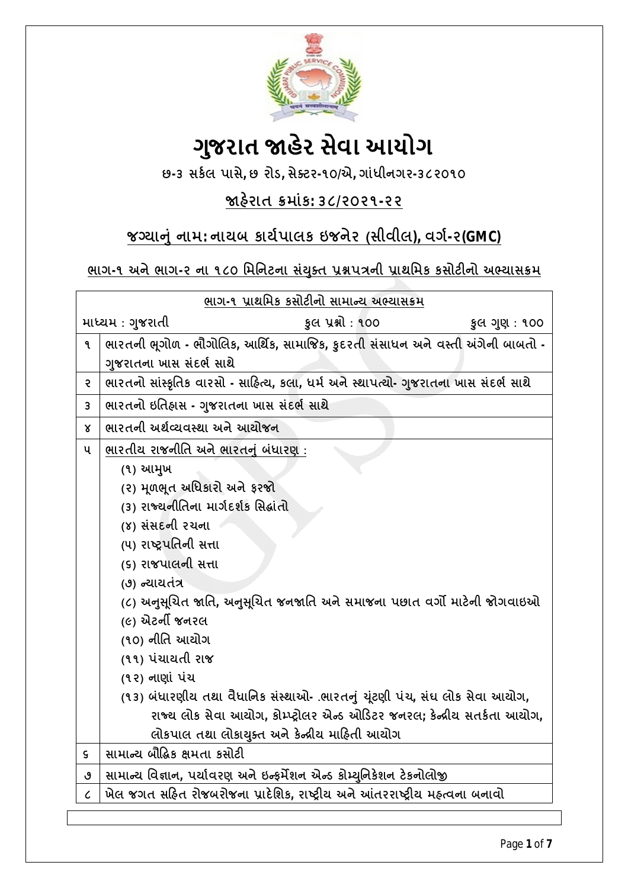# ગુજરાત જાહેર સેવા આયોગ

છ-૩ સર્કલ પાસે, છ રોડ, સેક્ટર-૧૦/એ, ગાંધીનગર-૩૮૨૦૧૦

## જાહેરાત ક્રમાંક: ૩૮/૨૦૨૧-૨૨

## જગ્યાનું નામ: નાયબ કાર્યપાલક ઇજનેર (સીવીલ), વર્ગ-૨(GMC)

### ભાગ-૧ અને ભાગ-૨ ના ૧૮૦ મિનિટના સંયુક્ત પ્રશ્નપત્રની પ્રાથમિક કસોટીનો અભ્યાસક્રમ

| ભાગ-૧ પ્રાથમિક કસોટીનો સામાન્ય અભ્યાસક્રમ | |
|---|---|
| માધ્યમ : ગુજરાતી | કુલ પ્રશ્નો : ૧૦૦ &nbsp;&nbsp; કુલ ગુણ : ૧૦૦ |
| ૧ | ભારતની ભૂગોળ - ભૌગોલિક, આર્થિક, સામાજિક, કુદરતી સંસાધન અને વસ્તી અંગેની બાબતો - ગુજરાતના ખાસ સંદર્ભ સાથે |
| ૨ | ભારતનો સાંસ્કૃતિક વારસો - સાહિત્ય, કલા, ધર્મ અને સ્થાપત્યો- ગુજરાતના ખાસ સંદર્ભ સાથે |
| ૩ | ભારતનો ઇતિહાસ - ગુજરાતના ખાસ સંદર્ભ સાથે |
| ૪ | ભારતની અર્થવ્યવસ્થા અને આયોજન |
| ૫ | ભારતીય રાજનીતિ અને ભારતનું બંધારણ :<br>(૧) આમુખ<br>(૨) મૂળભૂત અધિકારો અને ફરજો<br>(૩) રાજ્યનીતિના માર્ગદર્શક સિદ્ધાંતો<br>(૪) સંસદની રચના<br>(૫) રાષ્ટ્રપતિની સત્તા<br>(૬) રાજપાલની સત્તા<br>(૭) ન્યાયતંત્ર<br>(૮) અનુસૂચિત જાતિ, અનુસૂચિત જનજાતિ અને સમાજના પછાત વર્ગો માટેની જોગવાઇઓ<br>(૯) એટર્ની જનરલ<br>(૧૦) નીતિ આયોગ<br>(૧૧) પંચાયતી રાજ<br>(૧૨) નાણાં પંચ<br>(૧૩) બંધારણીય તથા વૈધાનિક સંસ્થાઓ- .ભારતનું ચૂંટણી પંચ, સંઘ લોક સેવા આયોગ, રાજ્ય લોક સેવા આયોગ, કોમ્પ્ટ્રોલર એન્ડ ઓડિટર જનરલ; કેન્દ્રીય સતર્કતા આયોગ, લોકપાલ તથા લોકાયુક્ત અને કેન્દ્રીય માહિતી આયોગ |
| ૬ | સામાન્ય બૌદ્ધિક ક્ષમતા કસોટી |
| ૭ | સામાન્ય વિજ્ઞાન, પર્યાવરણ અને ઇન્ફર્મેશન એન્ડ કોમ્યુનિકેશન ટેકનોલોજી |
| ૮ | ખેલ જગત સહિત રોજબરોજના પ્રાદેશિક, રાષ્ટ્રીય અને આંતરરાષ્ટ્રીય મહત્વના બનાવો |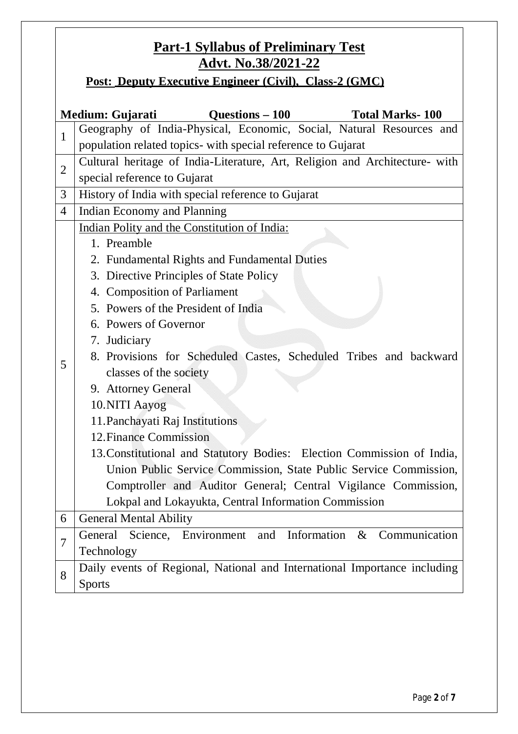# Part-1 Syllabus of Preliminary Test

## Advt. No.38/2021-22

### Post: Deputy Executive Engineer (Civil), Class-2 (GMC)

**Medium: Gujarati** **Questions – 100** **Total Marks- 100**

| | |
|---|---|
| 1 | Geography of India-Physical, Economic, Social, Natural Resources and population related topics- with special reference to Gujarat |
| 2 | Cultural heritage of India-Literature, Art, Religion and Architecture- with special reference to Gujarat |
| 3 | History of India with special reference to Gujarat |
| 4 | Indian Economy and Planning |
| 5 | Indian Polity and the Constitution of India:<br>1. Preamble<br>2. Fundamental Rights and Fundamental Duties<br>3. Directive Principles of State Policy<br>4. Composition of Parliament<br>5. Powers of the President of India<br>6. Powers of Governor<br>7. Judiciary<br>8. Provisions for Scheduled Castes, Scheduled Tribes and backward classes of the society<br>9. Attorney General<br>10. NITI Aayog<br>11. Panchayati Raj Institutions<br>12. Finance Commission<br>13. Constitutional and Statutory Bodies: Election Commission of India, Union Public Service Commission, State Public Service Commission, Comptroller and Auditor General; Central Vigilance Commission, Lokpal and Lokayukta, Central Information Commission |
| 6 | General Mental Ability |
| 7 | General Science, Environment and Information & Communication Technology |
| 8 | Daily events of Regional, National and International Importance including Sports |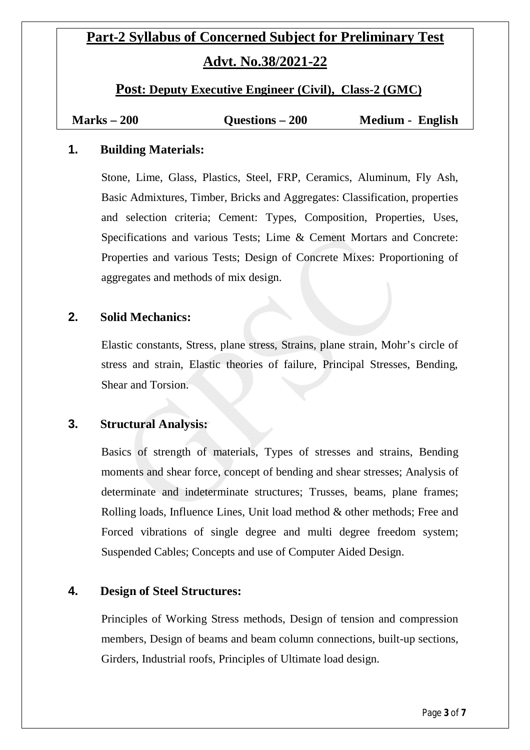# Part-2 Syllabus of Concerned Subject for Preliminary Test

## Advt. No.38/2021-22

### Post: Deputy Executive Engineer (Civil), Class-2 (GMC)

**Marks – 200** **Questions – 200** **Medium - English**

## 1. Building Materials:

Stone, Lime, Glass, Plastics, Steel, FRP, Ceramics, Aluminum, Fly Ash, Basic Admixtures, Timber, Bricks and Aggregates: Classification, properties and selection criteria; Cement: Types, Composition, Properties, Uses, Specifications and various Tests; Lime & Cement Mortars and Concrete: Properties and various Tests; Design of Concrete Mixes: Proportioning of aggregates and methods of mix design.

## 2. Solid Mechanics:

Elastic constants, Stress, plane stress, Strains, plane strain, Mohr's circle of stress and strain, Elastic theories of failure, Principal Stresses, Bending, Shear and Torsion.

## 3. Structural Analysis:

Basics of strength of materials, Types of stresses and strains, Bending moments and shear force, concept of bending and shear stresses; Analysis of determinate and indeterminate structures; Trusses, beams, plane frames; Rolling loads, Influence Lines, Unit load method & other methods; Free and Forced vibrations of single degree and multi degree freedom system; Suspended Cables; Concepts and use of Computer Aided Design.

## 4. Design of Steel Structures:

Principles of Working Stress methods, Design of tension and compression members, Design of beams and beam column connections, built-up sections, Girders, Industrial roofs, Principles of Ultimate load design.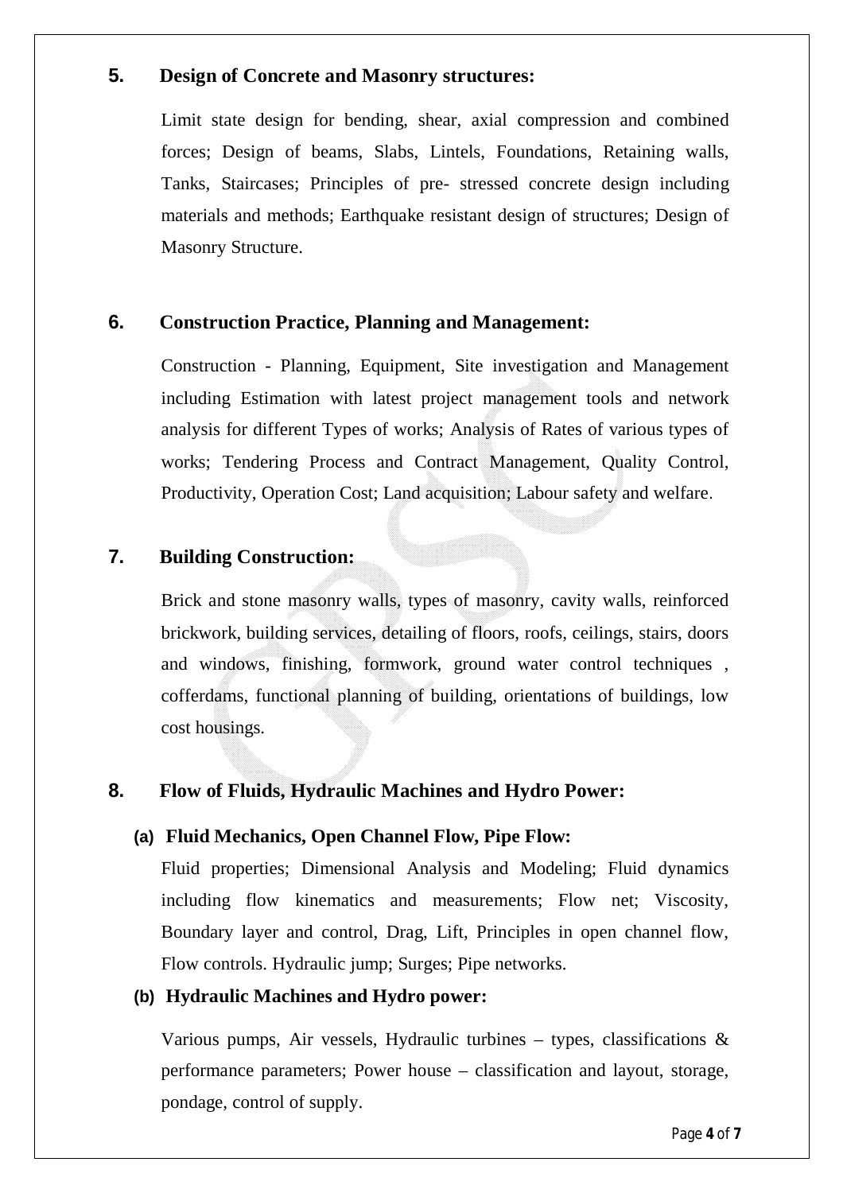## 5. Design of Concrete and Masonry structures:

Limit state design for bending, shear, axial compression and combined forces; Design of beams, Slabs, Lintels, Foundations, Retaining walls, Tanks, Staircases; Principles of pre- stressed concrete design including materials and methods; Earthquake resistant design of structures; Design of Masonry Structure.

## 6. Construction Practice, Planning and Management:

Construction - Planning, Equipment, Site investigation and Management including Estimation with latest project management tools and network analysis for different Types of works; Analysis of Rates of various types of works; Tendering Process and Contract Management, Quality Control, Productivity, Operation Cost; Land acquisition; Labour safety and welfare.

## 7. Building Construction:

Brick and stone masonry walls, types of masonry, cavity walls, reinforced brickwork, building services, detailing of floors, roofs, ceilings, stairs, doors and windows, finishing, formwork, ground water control techniques , cofferdams, functional planning of building, orientations of buildings, low cost housings.

## 8. Flow of Fluids, Hydraulic Machines and Hydro Power:

### (a) Fluid Mechanics, Open Channel Flow, Pipe Flow:

Fluid properties; Dimensional Analysis and Modeling; Fluid dynamics including flow kinematics and measurements; Flow net; Viscosity, Boundary layer and control, Drag, Lift, Principles in open channel flow, Flow controls. Hydraulic jump; Surges; Pipe networks.

### (b) Hydraulic Machines and Hydro power:

Various pumps, Air vessels, Hydraulic turbines – types, classifications & performance parameters; Power house – classification and layout, storage, pondage, control of supply.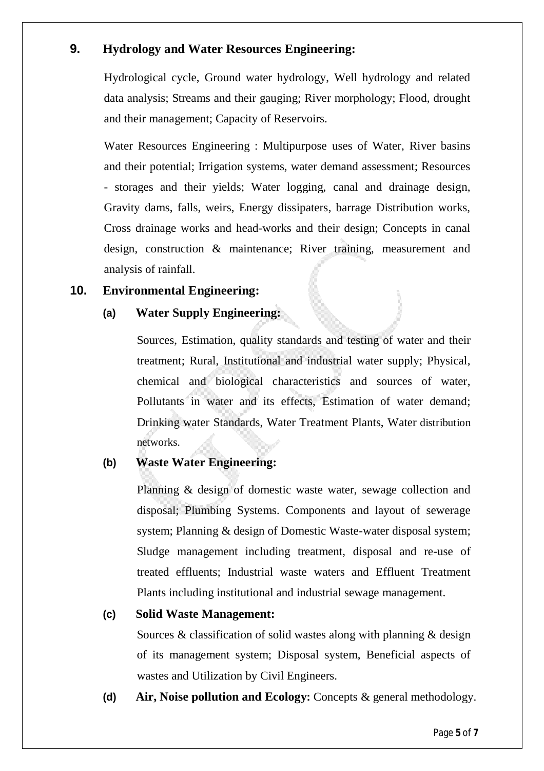## 9. Hydrology and Water Resources Engineering:

Hydrological cycle, Ground water hydrology, Well hydrology and related data analysis; Streams and their gauging; River morphology; Flood, drought and their management; Capacity of Reservoirs.

Water Resources Engineering : Multipurpose uses of Water, River basins and their potential; Irrigation systems, water demand assessment; Resources - storages and their yields; Water logging, canal and drainage design, Gravity dams, falls, weirs, Energy dissipaters, barrage Distribution works, Cross drainage works and head-works and their design; Concepts in canal design, construction & maintenance; River training, measurement and analysis of rainfall.

## 10. Environmental Engineering:

### (a) Water Supply Engineering:

Sources, Estimation, quality standards and testing of water and their treatment; Rural, Institutional and industrial water supply; Physical, chemical and biological characteristics and sources of water, Pollutants in water and its effects, Estimation of water demand; Drinking water Standards, Water Treatment Plants, Water distribution networks.

### (b) Waste Water Engineering:

Planning & design of domestic waste water, sewage collection and disposal; Plumbing Systems. Components and layout of sewerage system; Planning & design of Domestic Waste-water disposal system; Sludge management including treatment, disposal and re-use of treated effluents; Industrial waste waters and Effluent Treatment Plants including institutional and industrial sewage management.

### (c) Solid Waste Management:

Sources & classification of solid wastes along with planning & design of its management system; Disposal system, Beneficial aspects of wastes and Utilization by Civil Engineers.

### (d) Air, Noise pollution and Ecology:

Concepts & general methodology.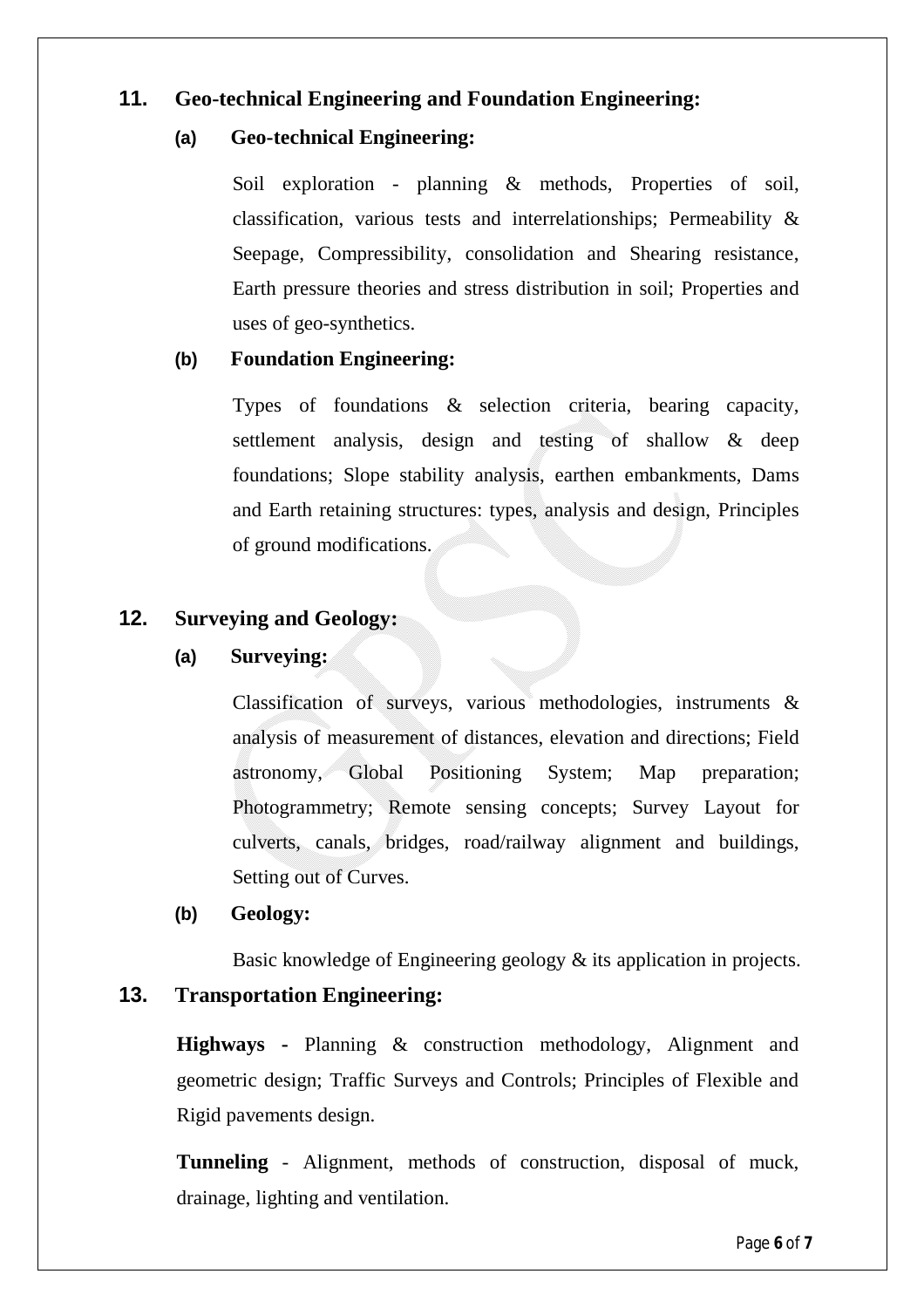## 11. Geo-technical Engineering and Foundation Engineering:

### (a) Geo-technical Engineering:

Soil exploration - planning & methods, Properties of soil, classification, various tests and interrelationships; Permeability & Seepage, Compressibility, consolidation and Shearing resistance, Earth pressure theories and stress distribution in soil; Properties and uses of geo-synthetics.

### (b) Foundation Engineering:

Types of foundations & selection criteria, bearing capacity, settlement analysis, design and testing of shallow & deep foundations; Slope stability analysis, earthen embankments, Dams and Earth retaining structures: types, analysis and design, Principles of ground modifications.

## 12. Surveying and Geology:

### (a) Surveying:

Classification of surveys, various methodologies, instruments & analysis of measurement of distances, elevation and directions; Field astronomy, Global Positioning System; Map preparation; Photogrammetry; Remote sensing concepts; Survey Layout for culverts, canals, bridges, road/railway alignment and buildings, Setting out of Curves.

### (b) Geology:

Basic knowledge of Engineering geology & its application in projects.

## 13. Transportation Engineering:

**Highways -** Planning & construction methodology, Alignment and geometric design; Traffic Surveys and Controls; Principles of Flexible and Rigid pavements design.

**Tunneling** - Alignment, methods of construction, disposal of muck, drainage, lighting and ventilation.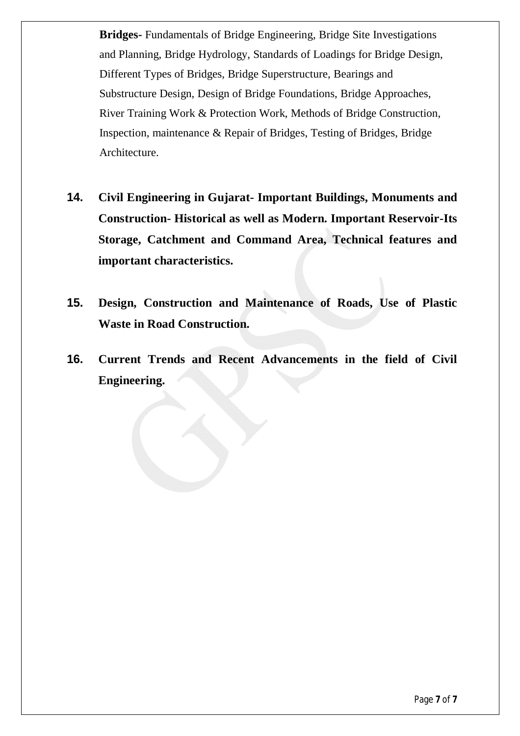**Bridges-** Fundamentals of Bridge Engineering, Bridge Site Investigations and Planning, Bridge Hydrology, Standards of Loadings for Bridge Design, Different Types of Bridges, Bridge Superstructure, Bearings and Substructure Design, Design of Bridge Foundations, Bridge Approaches, River Training Work & Protection Work, Methods of Bridge Construction, Inspection, maintenance & Repair of Bridges, Testing of Bridges, Bridge Architecture.

**14. Civil Engineering in Gujarat- Important Buildings, Monuments and Construction- Historical as well as Modern. Important Reservoir-Its Storage, Catchment and Command Area, Technical features and important characteristics.**

**15. Design, Construction and Maintenance of Roads, Use of Plastic Waste in Road Construction.**

**16. Current Trends and Recent Advancements in the field of Civil Engineering.**